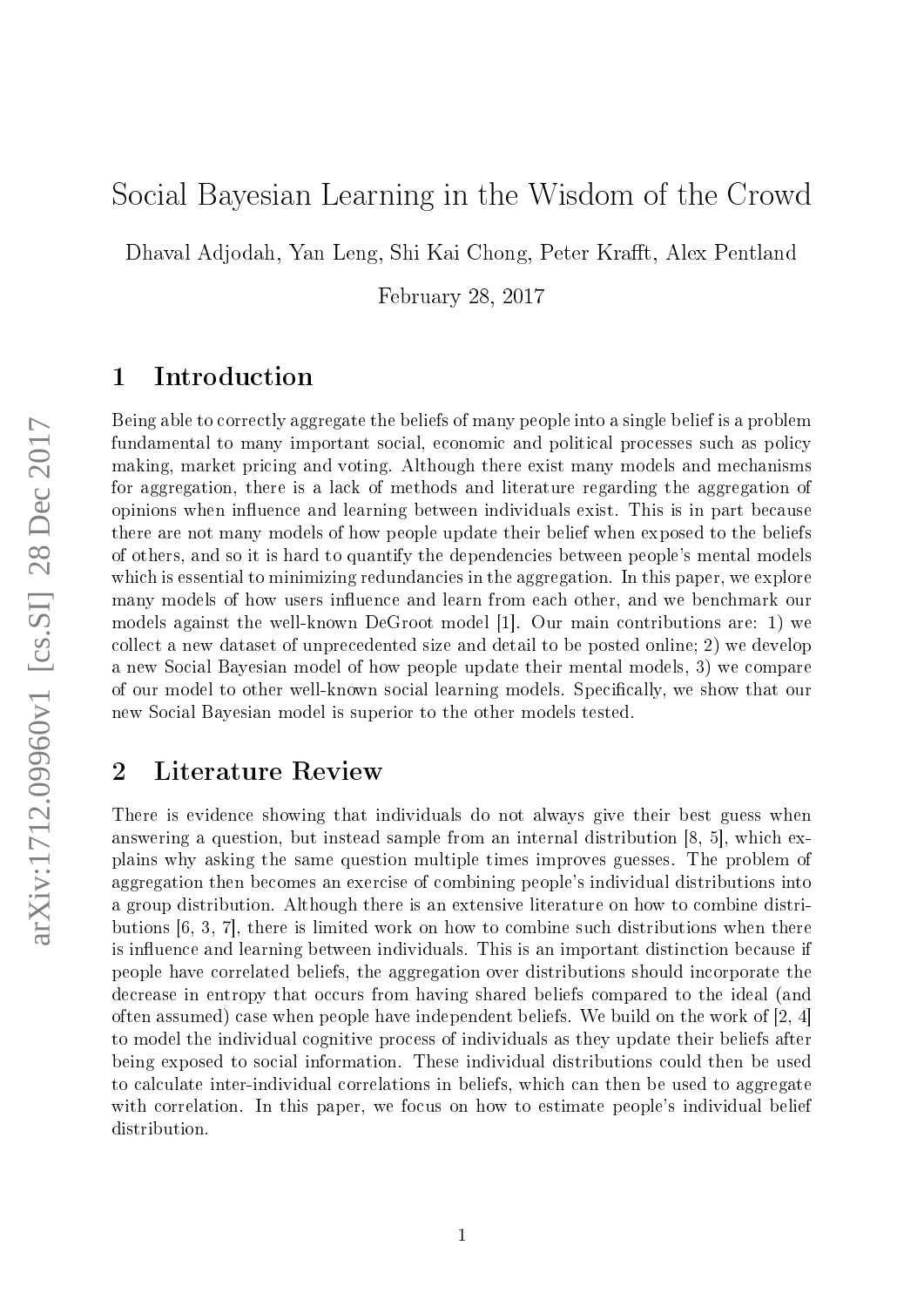# Social Bayesian Learning in the Wisdom of the Crowd

Dhaval Adjodah, Yan Leng, Shi Kai Chong, Peter Krafft, Alex Pentland

February 28, 2017

## 1 Introduction

Being able to correctly aggregate the beliefs of many people into a single belief is a problem fundamental to many important social, economic and political processes such as policy making, market pricing and voting. Although there exist many models and mechanisms for aggregation, there is a lack of methods and literature regarding the aggregation of opinions when influence and learning between individuals exist. This is in part because there are not many models of how people update their belief when exposed to the beliefs of others, and so it is hard to quantify the dependencies between people's mental models which is essential to minimizing redundancies in the aggregation. In this paper, we explore many models of how users influence and learn from each other, and we benchmark our models against the well-known DeGroot model [1]. Our main contributions are: 1) we collect a new dataset of unprecedented size and detail to be posted online; 2) we develop a new Social Bayesian model of how people update their mental models, 3) we compare of our model to other well-known social learning models. Specifically, we show that our new Social Bayesian model is superior to the other models tested.

## 2 Literature Review

There is evidence showing that individuals do not always give their best guess when answering a question, but instead sample from an internal distribution [8, 5], which explains why asking the same question multiple times improves guesses. The problem of aggregation then becomes an exercise of combining people's individual distributions into a group distribution. Although there is an extensive literature on how to combine distributions [6, 3, 7], there is limited work on how to combine such distributions when there is influence and learning between individuals. This is an important distinction because if people have correlated beliefs, the aggregation over distributions should incorporate the decrease in entropy that occurs from having shared beliefs compared to the ideal (and often assumed) case when people have independent beliefs. We build on the work of [2, 4] to model the individual cognitive process of individuals as they update their beliefs after being exposed to social information. These individual distributions could then be used to calculate inter-individual correlations in beliefs, which can then be used to aggregate with correlation. In this paper, we focus on how to estimate people's individual belief distribution.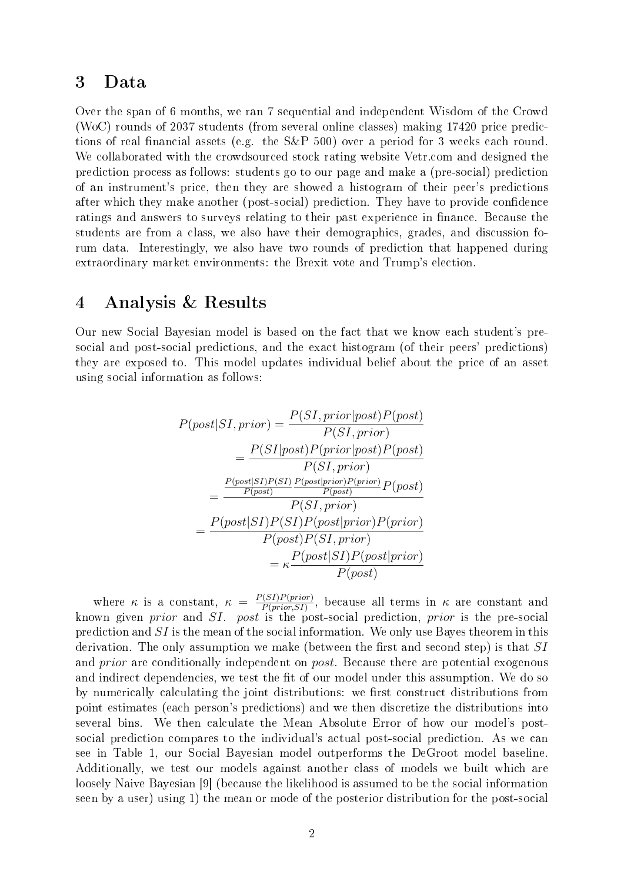## 3 Data

Over the span of 6 months, we ran 7 sequential and independent Wisdom of the Crowd (WoC) rounds of 2037 students (from several online classes) making 17420 price predictions of real financial assets (e.g. the S&P 500) over a period for 3 weeks each round. We collaborated with the crowdsourced stock rating website Vetr.com and designed the prediction process as follows: students go to our page and make a (pre-social) prediction of an instrument's price, then they are showed a histogram of their peer's predictions after which they make another (post-social) prediction. They have to provide confidence ratings and answers to surveys relating to their past experience in finance. Because the students are from a class, we also have their demographics, grades, and discussion forum data. Interestingly, we also have two rounds of prediction that happened during extraordinary market environments: the Brexit vote and Trump's election.

## 4 Analysis & Results

Our new Social Bayesian model is based on the fact that we know each student's pre-social and post-social predictions, and the exact histogram (of their peers' predictions) they are exposed to. This model updates individual belief about the price of an asset using social information as follows:

$$
\begin{aligned}
P(post|SI, prior) &= \frac{P(SI, prior|post)P(post)}{P(SI, prior)} \\
&= \frac{P(SI|post)P(prior|post)P(post)}{P(SI, prior)} \\
&= \frac{\frac{P(post|SI)P(SI)}{P(post)}\frac{P(post|prior)P(prior)}{P(post)}P(post)}{P(SI, prior)} \\
&= \frac{P(post|SI)P(SI)P(post|prior)P(prior)}{P(post)P(SI, prior)} \\
&= \kappa\frac{P(post|SI)P(post|prior)}{P(post)}
\end{aligned}
$$

where $\kappa$ is a constant, $\kappa = \frac{P(SI)P(prior)}{P(prior,SI)}$, because all terms in $\kappa$ are constant and known given *prior* and $SI$. *post* is the post-social prediction, *prior* is the pre-social prediction and $SI$ is the mean of the social information. We only use Bayes theorem in this derivation. The only assumption we make (between the first and second step) is that $SI$ and *prior* are conditionally independent on *post*. Because there are potential exogenous and indirect dependencies, we test the fit of our model under this assumption. We do so by numerically calculating the joint distributions: we first construct distributions from point estimates (each person's predictions) and we then discretize the distributions into several bins. We then calculate the Mean Absolute Error of how our model's post-social prediction compares to the individual's actual post-social prediction. As we can see in Table 1, our Social Bayesian model outperforms the DeGroot model baseline. Additionally, we test our models against another class of models we built which are loosely Naive Bayesian [9] (because the likelihood is assumed to be the social information seen by a user) using 1) the mean or mode of the posterior distribution for the post-social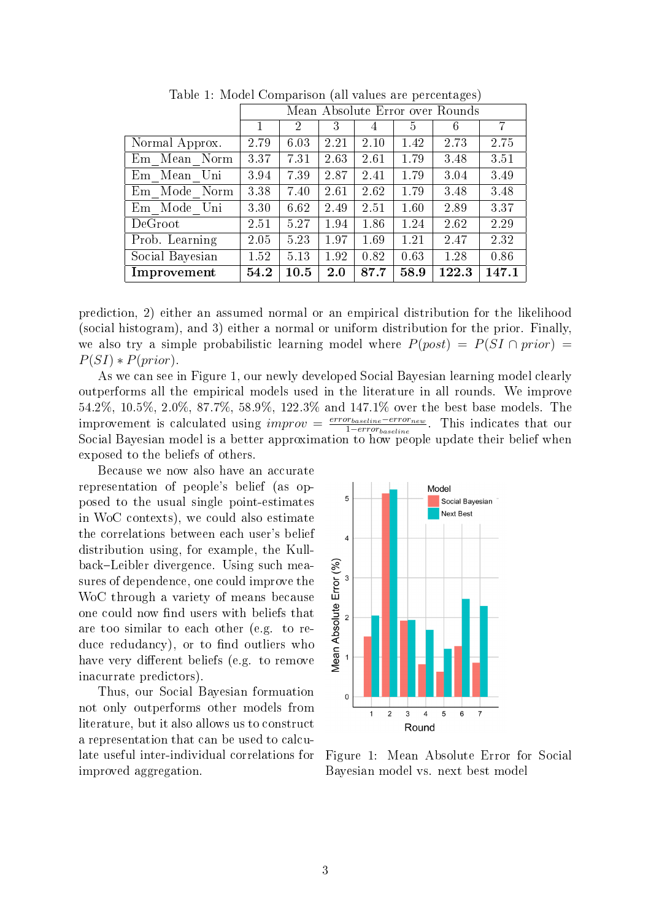Table 1: Model Comparison (all values are percentages)

| | Mean Absolute Error over Rounds | | | | | | |
|---|---|---|---|---|---|---|---|
| | 1 | 2 | 3 | 4 | 5 | 6 | 7 |
| Normal Approx. | 2.79 | 6.03 | 2.21 | 2.10 | 1.42 | 2.73 | 2.75 |
| Em_Mean_Norm | 3.37 | 7.31 | 2.63 | 2.61 | 1.79 | 3.48 | 3.51 |
| Em_Mean_Uni | 3.94 | 7.39 | 2.87 | 2.41 | 1.79 | 3.04 | 3.49 |
| Em_Mode_Norm | 3.38 | 7.40 | 2.61 | 2.62 | 1.79 | 3.48 | 3.48 |
| Em_Mode_Uni | 3.30 | 6.62 | 2.49 | 2.51 | 1.60 | 2.89 | 3.37 |
| DeGroot | 2.51 | 5.27 | 1.94 | 1.86 | 1.24 | 2.62 | 2.29 |
| Prob. Learning | 2.05 | 5.23 | 1.97 | 1.69 | 1.21 | 2.47 | 2.32 |
| Social Bayesian | 1.52 | 5.13 | 1.92 | 0.82 | 0.63 | 1.28 | 0.86 |
| **Improvement** | **54.2** | **10.5** | **2.0** | **87.7** | **58.9** | **122.3** | **147.1** |

prediction, 2) either an assumed normal or an empirical distribution for the likelihood (social histogram), and 3) either a normal or uniform distribution for the prior. Finally, we also try a simple probabilistic learning model where $P(post) = P(SI \cap prior) = P(SI) * P(prior)$.

As we can see in Figure 1, our newly developed Social Bayesian learning model clearly outperforms all the empirical models used in the literature in all rounds. We improve 54.2%, 10.5%, 2.0%, 87.7%, 58.9%, 122.3% and 147.1% over the best base models. The improvement is calculated using $improv = \frac{error_{baseline} - error_{new}}{1 - error_{baseline}}$. This indicates that our Social Bayesian model is a better approximation to how people update their belief when exposed to the beliefs of others.

Because we now also have an accurate representation of people's belief (as opposed to the usual single point-estimates in WoC contexts), we could also estimate the correlations between each user's belief distribution using, for example, the Kullback–Leibler divergence. Using such measures of dependence, one could improve the WoC through a variety of means because one could now find users with beliefs that are too similar to each other (e.g. to reduce redudancy), or to find outliers who have very different beliefs (e.g. to remove inacurrate predictors).

Thus, our Social Bayesian formuation not only outperforms other models from literature, but it also allows us to construct a representation that can be used to calculate useful inter-individual correlations for improved aggregation.

Figure 1: Mean Absolute Error for Social Bayesian model vs. next best model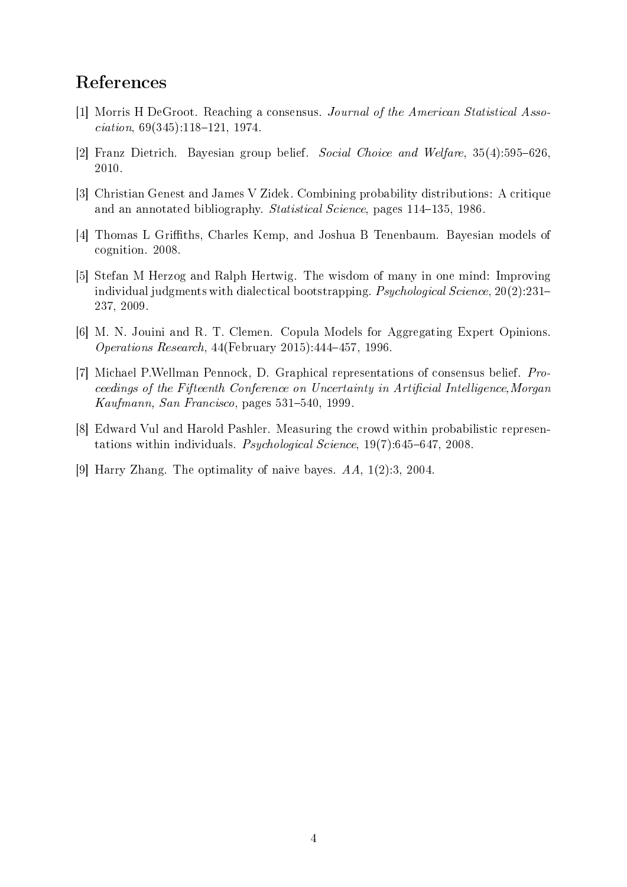## References

[1] Morris H DeGroot. Reaching a consensus. *Journal of the American Statistical Association*, 69(345):118–121, 1974.

[2] Franz Dietrich. Bayesian group belief. *Social Choice and Welfare*, 35(4):595–626, 2010.

[3] Christian Genest and James V Zidek. Combining probability distributions: A critique and an annotated bibliography. *Statistical Science*, pages 114–135, 1986.

[4] Thomas L Griffiths, Charles Kemp, and Joshua B Tenenbaum. Bayesian models of cognition. 2008.

[5] Stefan M Herzog and Ralph Hertwig. The wisdom of many in one mind: Improving individual judgments with dialectical bootstrapping. *Psychological Science*, 20(2):231–237, 2009.

[6] M. N. Jouini and R. T. Clemen. Copula Models for Aggregating Expert Opinions. *Operations Research*, 44(February 2015):444–457, 1996.

[7] Michael P.Wellman Pennock, D. Graphical representations of consensus belief. *Proceedings of the Fifteenth Conference on Uncertainty in Artificial Intelligence,Morgan Kaufmann, San Francisco*, pages 531–540, 1999.

[8] Edward Vul and Harold Pashler. Measuring the crowd within probabilistic representations within individuals. *Psychological Science*, 19(7):645–647, 2008.

[9] Harry Zhang. The optimality of naive bayes. *AA*, 1(2):3, 2004.